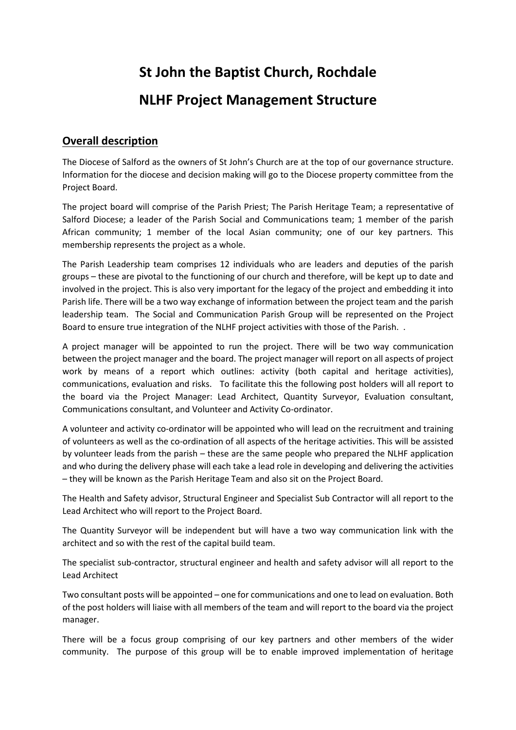# St John the Baptist Church, Rochdale

# NLHF Project Management Structure

## Overall description

The Diocese of Salford as the owners of St John's Church are at the top of our governance structure. Information for the diocese and decision making will go to the Diocese property committee from the Project Board.

The project board will comprise of the Parish Priest; The Parish Heritage Team; a representative of Salford Diocese; a leader of the Parish Social and Communications team; 1 member of the parish African community; 1 member of the local Asian community; one of our key partners. This membership represents the project as a whole.

The Parish Leadership team comprises 12 individuals who are leaders and deputies of the parish groups – these are pivotal to the functioning of our church and therefore, will be kept up to date and involved in the project. This is also very important for the legacy of the project and embedding it into Parish life. There will be a two way exchange of information between the project team and the parish leadership team. The Social and Communication Parish Group will be represented on the Project Board to ensure true integration of the NLHF project activities with those of the Parish. .

A project manager will be appointed to run the project. There will be two way communication between the project manager and the board. The project manager will report on all aspects of project work by means of a report which outlines: activity (both capital and heritage activities), communications, evaluation and risks. To facilitate this the following post holders will all report to the board via the Project Manager: Lead Architect, Quantity Surveyor, Evaluation consultant, Communications consultant, and Volunteer and Activity Co-ordinator.

A volunteer and activity co-ordinator will be appointed who will lead on the recruitment and training of volunteers as well as the co-ordination of all aspects of the heritage activities. This will be assisted by volunteer leads from the parish – these are the same people who prepared the NLHF application and who during the delivery phase will each take a lead role in developing and delivering the activities – they will be known as the Parish Heritage Team and also sit on the Project Board.

The Health and Safety advisor, Structural Engineer and Specialist Sub Contractor will all report to the Lead Architect who will report to the Project Board.

The Quantity Surveyor will be independent but will have a two way communication link with the architect and so with the rest of the capital build team.

The specialist sub-contractor, structural engineer and health and safety advisor will all report to the Lead Architect

Two consultant posts will be appointed – one for communications and one to lead on evaluation. Both of the post holders will liaise with all members of the team and will report to the board via the project manager.

There will be a focus group comprising of our key partners and other members of the wider community. The purpose of this group will be to enable improved implementation of heritage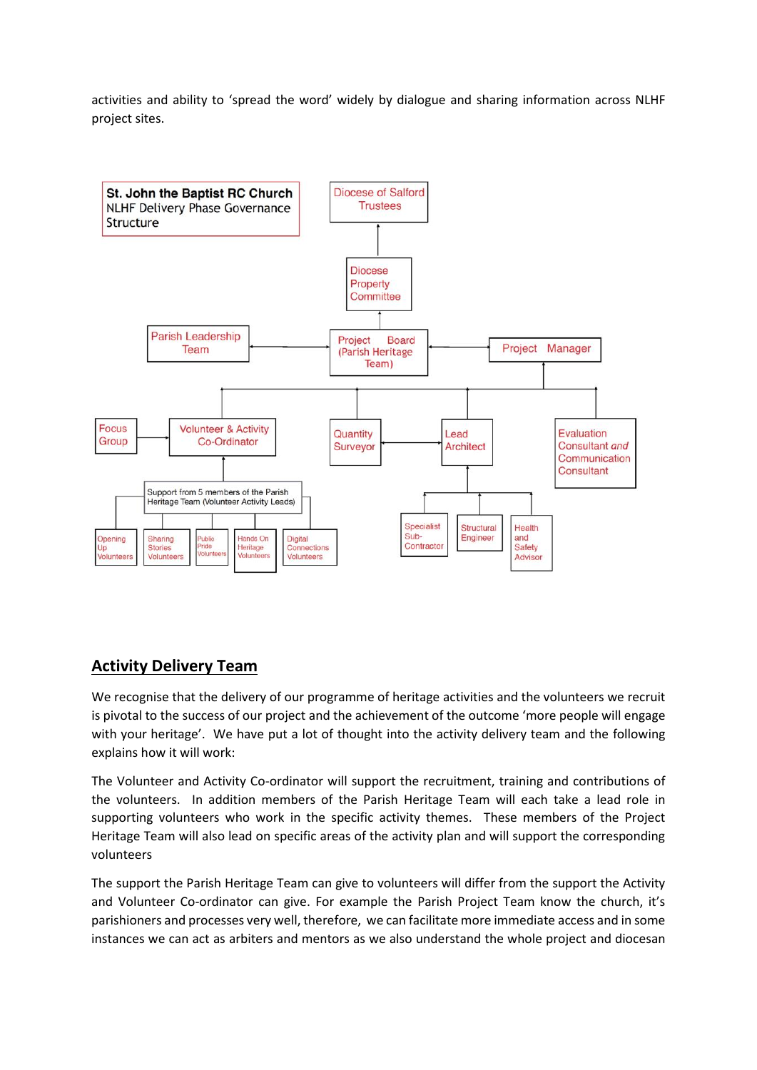activities and ability to 'spread the word' widely by dialogue and sharing information across NLHF project sites.

**St. John the Baptist RC Church**
NLHF Delivery Phase Governance Structure

Diocese of Salford Trustees

Diocese Property Committee

Parish Leadership Team

Project Board (Parish Heritage Team)

Project Manager

Focus Group

Volunteer & Activity Co-Ordinator

Quantity Surveyor

Lead Architect

Evaluation Consultant *and* Communication Consultant

Support from 5 members of the Parish Heritage Team (Volunteer Activity Leads)

Opening Up Volunteers

Sharing Stories Volunteers

Public Pride Volunteers

Hands On Heritage Volunteers

Digital Connections Volunteers

Specialist Sub-Contractor

Structural Engineer

Health and Safety Advisor

## Activity Delivery Team

We recognise that the delivery of our programme of heritage activities and the volunteers we recruit is pivotal to the success of our project and the achievement of the outcome 'more people will engage with your heritage'. We have put a lot of thought into the activity delivery team and the following explains how it will work:

The Volunteer and Activity Co-ordinator will support the recruitment, training and contributions of the volunteers. In addition members of the Parish Heritage Team will each take a lead role in supporting volunteers who work in the specific activity themes. These members of the Project Heritage Team will also lead on specific areas of the activity plan and will support the corresponding volunteers

The support the Parish Heritage Team can give to volunteers will differ from the support the Activity and Volunteer Co-ordinator can give. For example the Parish Project Team know the church, it's parishioners and processes very well, therefore, we can facilitate more immediate access and in some instances we can act as arbiters and mentors as we also understand the whole project and diocesan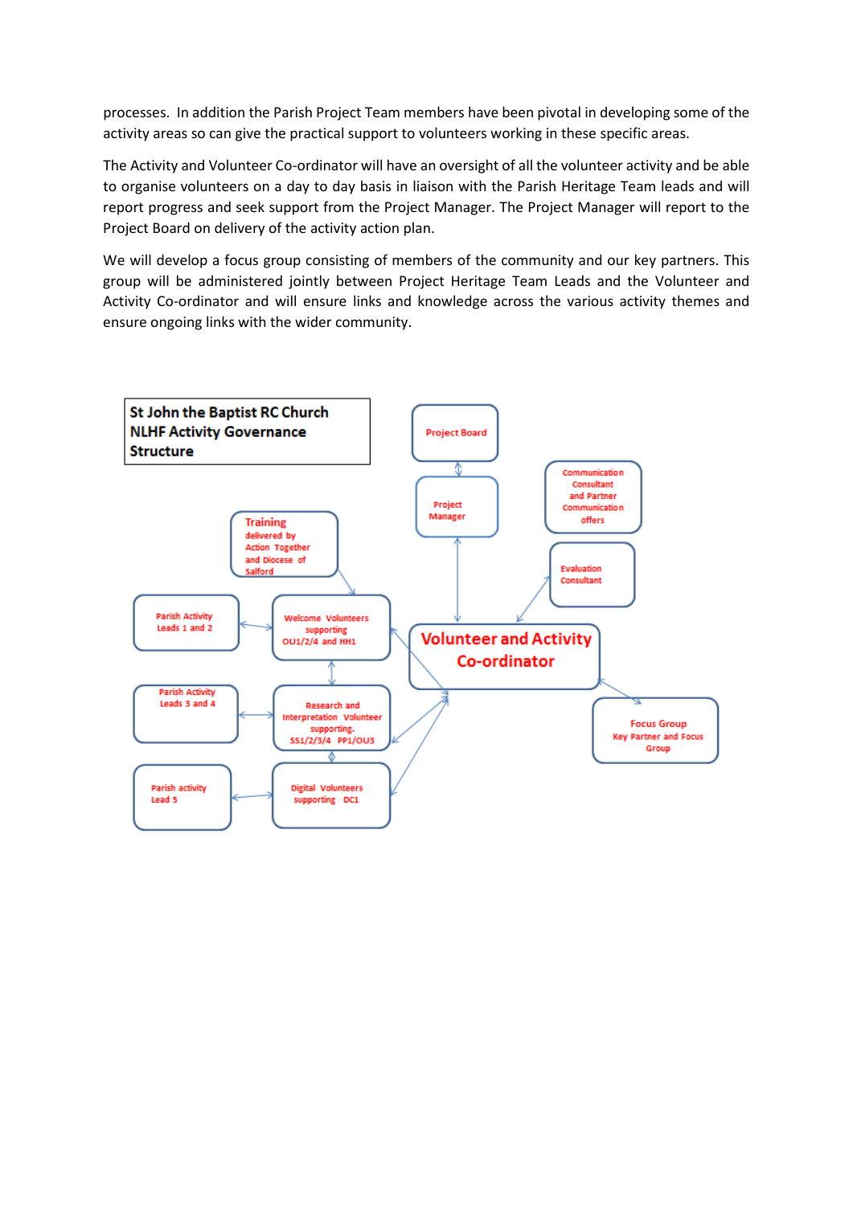processes. In addition the Parish Project Team members have been pivotal in developing some of the activity areas so can give the practical support to volunteers working in these specific areas.

The Activity and Volunteer Co-ordinator will have an oversight of all the volunteer activity and be able to organise volunteers on a day to day basis in liaison with the Parish Heritage Team leads and will report progress and seek support from the Project Manager. The Project Manager will report to the Project Board on delivery of the activity action plan.

We will develop a focus group consisting of members of the community and our key partners. This group will be administered jointly between Project Heritage Team Leads and the Volunteer and Activity Co-ordinator and will ensure links and knowledge across the various activity themes and ensure ongoing links with the wider community.

**St John the Baptist RC Church NLHF Activity Governance Structure**

Project Board

Project Manager

Communication Consultant and Partner Communication offers

Evaluation Consultant

Training delivered by Action Together and Diocese of Salford

Parish Activity Leads 1 and 2

Welcome Volunteers supporting OU1/2/4 and HH1

Volunteer and Activity Co-ordinator

Parish Activity Leads 3 and 4

Research and Interpretation Volunteer supporting. SS1/2/3/4 PP1/OU3

Focus Group Key Partner and Focus Group

Parish activity Lead 5

Digital Volunteers supporting DC1